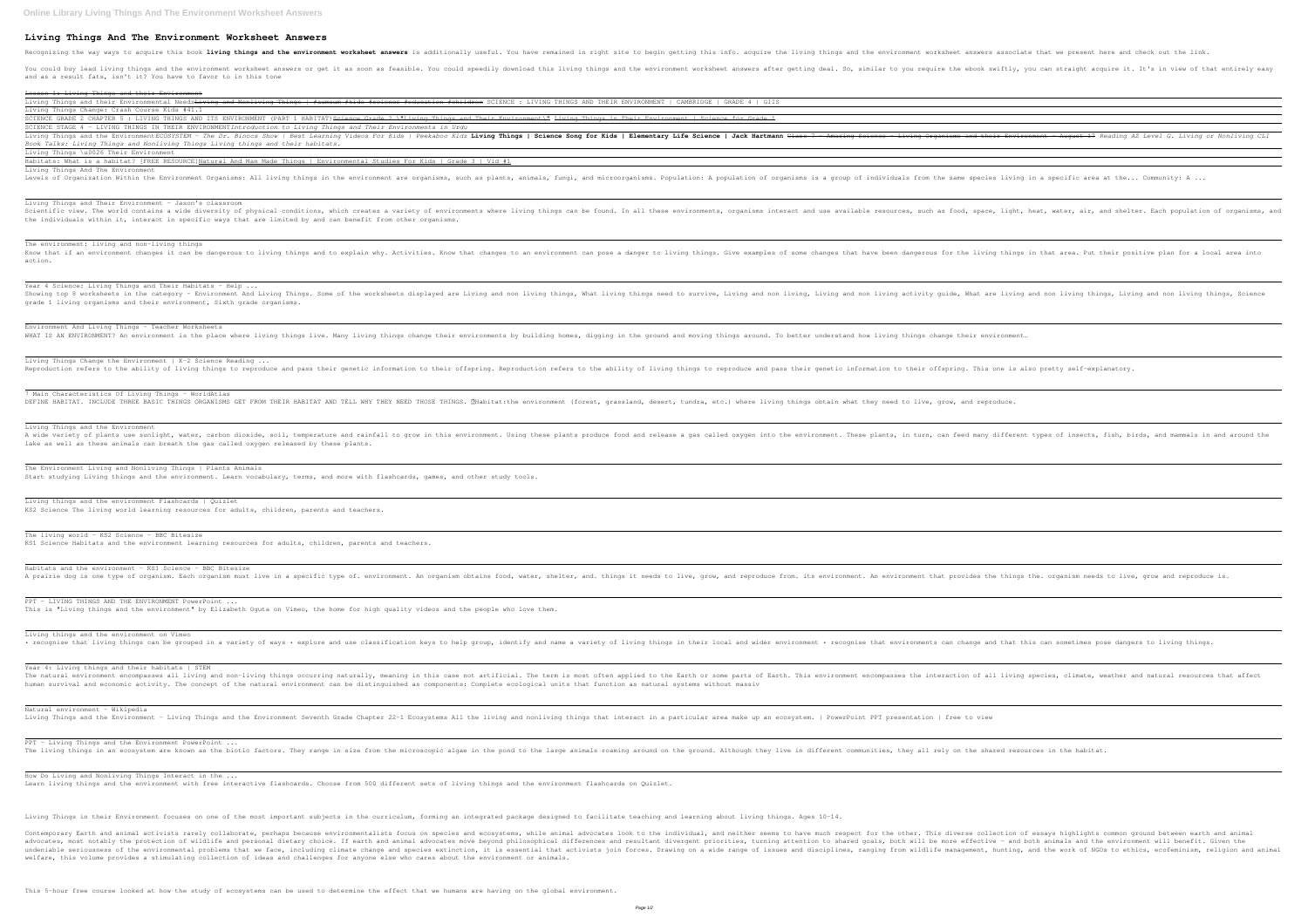# Living Things And The Environment Worksheet Answers

Recognizing the way ways to acquire this book **living things and the environment worksheet answers** is additionally useful. You have remained in right site to begin getting this info. acquire the living things and the environment worksheet answers associate that we present here and check out the link.

You could buy lead living things and the environment worksheet answers or get it as soon as feasible. You could speedily download this living things and the environment worksheet answers after getting deal. So, similar to you require the ebook swiftly, you can straight acquire it. It's in view of that entirely easy and as a result fats, isn't it? You have to favor to in this tone

Lesson 1: Living Things and their Environment

Living Things and their Environmental Needs~~Living and Nonliving Things | #aumsum #kids #science #education #children~~ SCIENCE : LIVING THINGS AND THEIR ENVIRONMENT | CAMBRIDGE | GRADE 4 | GIIS

Living Things Change: Crash Course Kids #41.1

SCIENCE GRADE 2 CHAPTER 5 : LIVING THINGS AND ITS ENVIRONMENT (PART 1 HABITAT)Science Grade 2 \"Living Things and Their Environment\" Living Things in Their Environment | Science for Grade 1

SCIENCE STAGE 4 - LIVING THINGS IN THEIR ENVIRONMENT*Introduction to Living Things and Their Environments in Urdu*

Living Things and the Environment*ECOSYSTEM - The Dr. Binocs Show | Best Learning Videos For Kids | Peekaboo Kidz* **Living Things | Science Song for Kids | Elementary Life Science | Jack Hartmann** ~~Class 7 - Amazing Science - Living Organisms and their Environment - August 17~~ *Reading AZ Level G. Living or Nonliving CLI Book Talks: Living Things and Nonliving Things Living things and their habitats.*

Living Things \u0026 Their Environment

Habitats: What is a habitat? [FREE RESOURCE]Natural And Man Made Things | Environmental Studies For Kids | Grade 3 | Vid #1

Living Things And The Environment

Levels of Organization Within the Environment Organisms: All living things in the environment are organisms, such as plants, animals, fungi, and microorganisms. Population: A population of organisms is a group of individuals from the same species living in a specific area at the... Community: A ...

Living Things and Their Environment - Jason's classroom

Scientific view. The world contains a wide diversity of physical conditions, which creates a variety of environments where living things can be found. In all these environments, organisms interact and use available resources, such as food, space, light, heat, water, air, and shelter. Each population of organisms, and the individuals within it, interact in specific ways that are limited by and can benefit from other organisms.

The environment: living and non-living things

Know that if an environment changes it can be dangerous to living things and to explain why. Activities. Know that changes to an environment can pose a danger to living things. Give examples of some changes that have been dangerous for the living things in that area. Put their positive plan for a local area into action.

Year 4 Science: Living Things and Their Habitats - Help ...

Showing top 8 worksheets in the category - Environment And Living Things. Some of the worksheets displayed are Living and non living things, What living things need to survive, Living and non living, Living and non living activity guide, What are living and non living things, Living and non living things, Science grade 1 living organisms and their environment, Sixth grade organisms.

Environment And Living Things - Teacher Worksheets

WHAT IS AN ENVIRONMENT? An environment is the place where living things live. Many living things change their environments by building homes, digging in the ground and moving things around. To better understand how living things change their environment…

Living Things Change the Environment | K-2 Science Reading ...

Reproduction refers to the ability of living things to reproduce and pass their genetic information to their offspring. Reproduction refers to the ability of living things to reproduce and pass their genetic information to their offspring. This one is also pretty self-explanatory.

7 Main Characteristics Of Living Things - WorldAtlas

DEFINE HABITAT. INCLUDE THREE BASIC THINGS ORGANISMS GET FROM THEIR HABITAT AND TELL WHY THEY NEED THOSE THINGS. Habitat:the environment (forest, grassland, desert, tundra, etc.) where living things obtain what they need to live, grow, and reproduce.

Living Things and the Environment

A wide variety of plants use sunlight, water, carbon dioxide, soil, temperature and rainfall to grow in this environment. Using these plants produce food and release a gas called oxygen into the environment. These plants, in turn, can feed many different types of insects, fish, birds, and mammals in and around the lake as well as these animals can breath the gas called oxygen released by these plants.

The Environment Living and Nonliving Things | Plants Animals

Start studying Living things and the environment. Learn vocabulary, terms, and more with flashcards, games, and other study tools.

Living things and the environment Flashcards | Quizlet

KS2 Science The living world learning resources for adults, children, parents and teachers.

The living world - KS2 Science - BBC Bitesize

KS1 Science Habitats and the environment learning resources for adults, children, parents and teachers.

Habitats and the environment - KS1 Science - BBC Bitesize

A prairie dog is one type of organism. Each organism must live in a specific type of. environment. An organism obtains food, water, shelter, and. things it needs to live, grow, and reproduce from. its environment. An environment that provides the things the. organism needs to live, grow and reproduce is.

PPT – LIVING THINGS AND THE ENVIRONMENT PowerPoint ...

This is "Living things and the environment" by Elizabeth Oguta on Vimeo, the home for high quality videos and the people who love them.

Living things and the environment on Vimeo

• recognise that living things can be grouped in a variety of ways • explore and use classification keys to help group, identify and name a variety of living things in their local and wider environment • recognise that environments can change and that this can sometimes pose dangers to living things.

Year 4: Living things and their habitats | STEM

The natural environment encompasses all living and non-living things occurring naturally, meaning in this case not artificial. The term is most often applied to the Earth or some parts of Earth. This environment encompasses the interaction of all living species, climate, weather and natural resources that affect human survival and economic activity. The concept of the natural environment can be distinguished as components: Complete ecological units that function as natural systems without massiv

Natural environment - Wikipedia

Living Things and the Environment - Living Things and the Environment Seventh Grade Chapter 22-1 Ecosystems All the living and nonliving things that interact in a particular area make up an ecosystem. | PowerPoint PPT presentation | free to view

PPT – Living Things and the Environment PowerPoint ...

The living things in an ecosystem are known as the biotic factors. They range in size from the microscopic algae in the pond to the large animals roaming around on the ground. Although they live in different communities, they all rely on the shared resources in the habitat.

How Do Living and Nonliving Things Interact in the ...

Learn living things and the environment with free interactive flashcards. Choose from 500 different sets of living things and the environment flashcards on Quizlet.

Living Things in their Environment focuses on one of the most important subjects in the curriculum, forming an integrated package designed to facilitate teaching and learning about living things. Ages 10-14.

Contemporary Earth and animal activists rarely collaborate, perhaps because environmentalists focus on species and ecosystems, while animal advocates look to the individual, and neither seems to have much respect for the other. This diverse collection of essays highlights common ground between earth and animal advocates, most notably the protection of wildlife and personal dietary choice. If earth and animal advocates move beyond philosophical differences and resultant divergent priorities, turning attention to shared goals, both will be more effective - and both animals and the environment will benefit. Given the undeniable seriousness of the environmental problems that we face, including climate change and species extinction, it is essential that activists join forces. Drawing on a wide range of issues and disciplines, ranging from wildlife management, hunting, and the work of NGOs to ethics, ecofeminism, religion and animal welfare, this volume provides a stimulating collection of ideas and challenges for anyone else who cares about the environment or animals.

This 5-hour free course looked at how the study of ecosystems can be used to determine the effect that we humans are having on the global environment.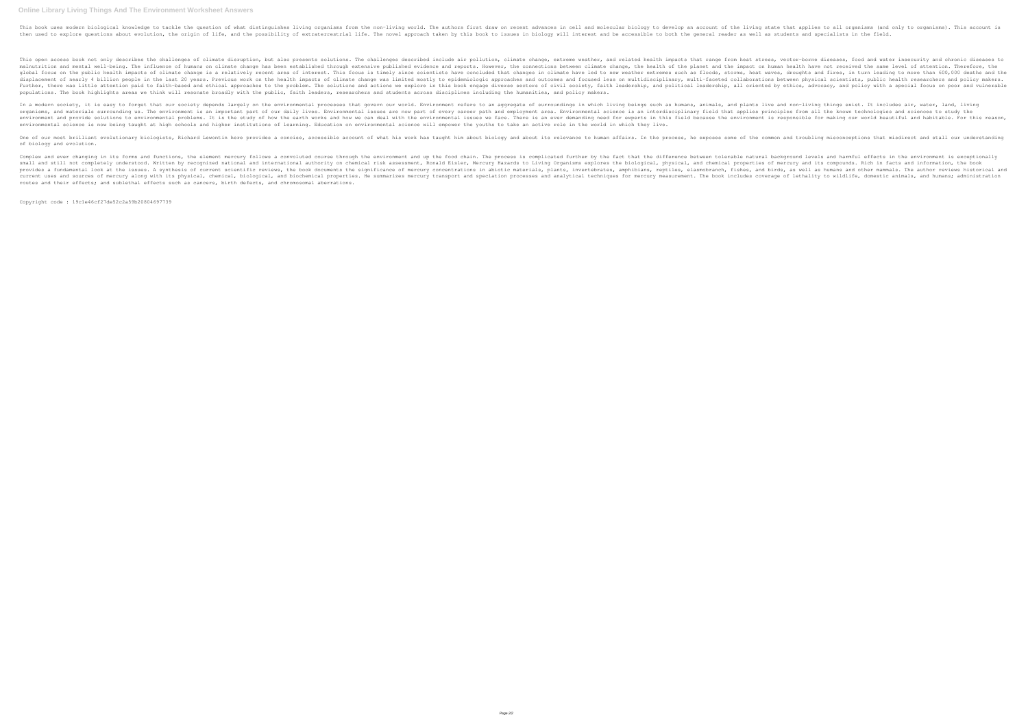This book uses modern biological knowledge to tackle the question of what distinguishes living organisms from the non-living world. The authors first draw on recent advances in cell and molecular biology to develop an account of the living state that applies to all organisms (and only to organisms). This account is then used to explore questions about evolution, the origin of life, and the possibility of extraterrestrial life. The novel approach taken by this book to issues in biology will interest and be accessible to both the general reader as well as students and specialists in the field.

This open access book not only describes the challenges of climate disruption, but also presents solutions. The challenges described include air pollution, climate change, extreme weather, and related health impacts that range from heat stress, vector-borne diseases, food and water insecurity and chronic diseases to malnutrition and mental well-being. The influence of humans on climate change has been established through extensive published evidence and reports. However, the connections between climate change, the health of the planet and the impact on human health have not received the same level of attention. Therefore, the global focus on the public health impacts of climate change is a relatively recent area of interest. This focus is timely since scientists have concluded that changes in climate have led to new weather extremes such as floods, storms, heat waves, droughts and fires, in turn leading to more than 600,000 deaths and the displacement of nearly 4 billion people in the last 20 years. Previous work on the health impacts of climate change was limited mostly to epidemiologic approaches and outcomes and focused less on multidisciplinary, multi-faceted collaborations between physical scientists, public health researchers and policy makers. Further, there was little attention paid to faith-based and ethical approaches to the problem. The solutions and actions we explore in this book engage diverse sectors of civil society, faith leadership, and political leadership, all oriented by ethics, advocacy, and policy with a special focus on poor and vulnerable populations. The book highlights areas we think will resonate broadly with the public, faith leaders, researchers and students across disciplines including the humanities, and policy makers.

In a modern society, it is easy to forget that our society depends largely on the environmental processes that govern our world. Environment refers to an aggregate of surroundings in which living beings such as humans, animals, and plants live and non-living things exist. It includes air, water, land, living organisms, and materials surrounding us. The environment is an important part of our daily lives. Environmental issues are now part of every career path and employment area. Environmental science is an interdisciplinary field that applies principles from all the known technologies and sciences to study the environment and provide solutions to environmental problems. It is the study of how the earth works and how we can deal with the environmental issues we face. There is an ever demanding need for experts in this field because the environment is responsible for making our world beautiful and habitable. For this reason, environmental science is now being taught at high schools and higher institutions of learning. Education on environmental science will empower the youths to take an active role in the world in which they live.

One of our most brilliant evolutionary biologists, Richard Lewontin here provides a concise, accessible account of what his work has taught him about biology and about its relevance to human affairs. In the process, he exposes some of the common and troubling misconceptions that misdirect and stall our understanding of biology and evolution.

Complex and ever changing in its forms and functions, the element mercury follows a convoluted course through the environment and up the food chain. The process is complicated further by the fact that the difference between tolerable natural background levels and harmful effects in the environment is exceptionally small and still not completely understood. Written by recognized national and international authority on chemical risk assessment, Ronald Eisler, Mercury Hazards to Living Organisms explores the biological, physical, and chemical properties of mercury and its compounds. Rich in facts and information, the book provides a fundamental look at the issues. A synthesis of current scientific reviews, the book documents the significance of mercury concentrations in abiotic materials, plants, invertebrates, amphibians, reptiles, elasmobranch, fishes, and birds, as well as humans and other mammals. The author reviews historical and current uses and sources of mercury along with its physical, chemical, biological, and biochemical properties. He summarizes mercury transport and speciation processes and analytical techniques for mercury measurement. The book includes coverage of lethality to wildlife, domestic animals, and humans; administration routes and their effects; and sublethal effects such as cancers, birth defects, and chromosomal aberrations.

Copyright code : 19c1e46cf27de52c2a59b20804697739